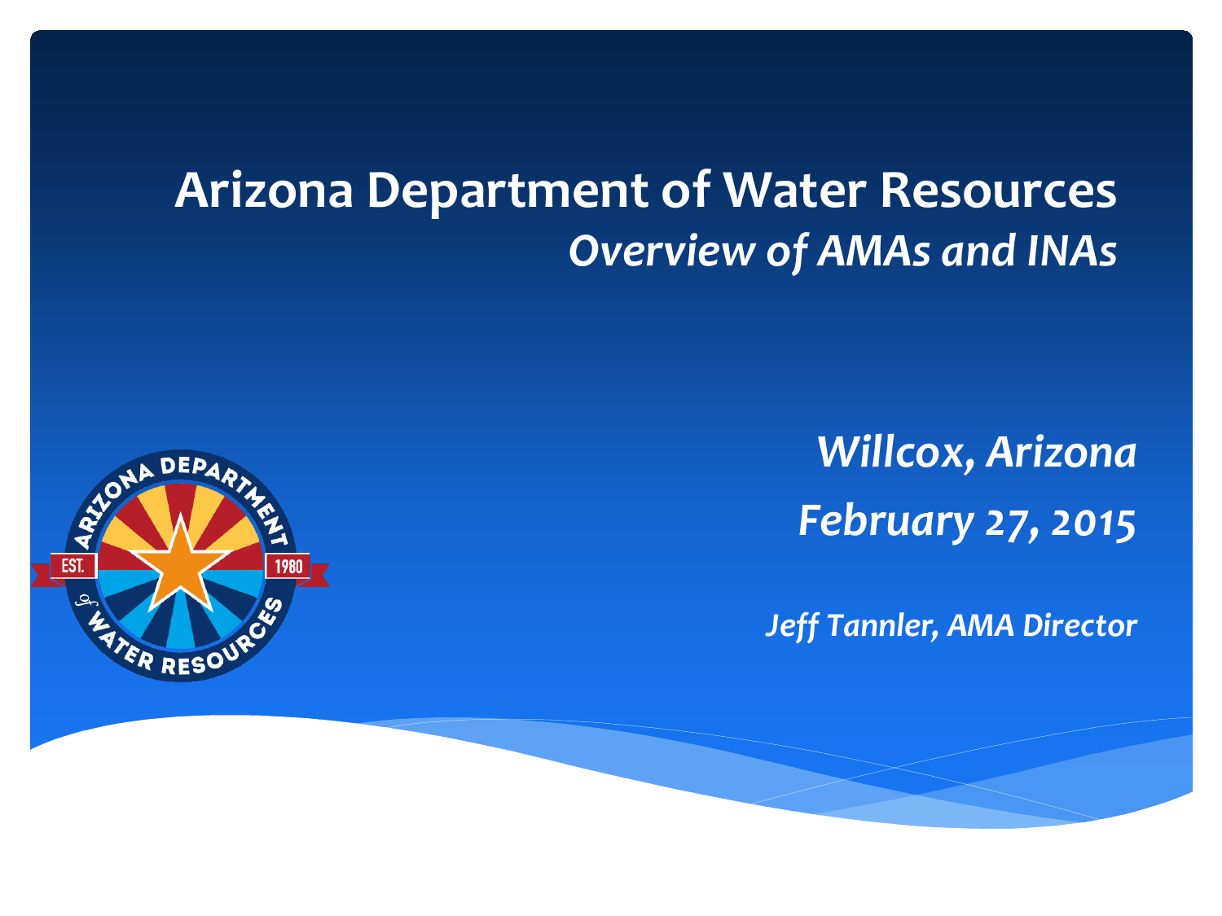# Arizona Department of Water Resources

## *Overview of AMAs and INAs*

*Willcox, Arizona*

*February 27, 2015*

*Jeff Tannler, AMA Director*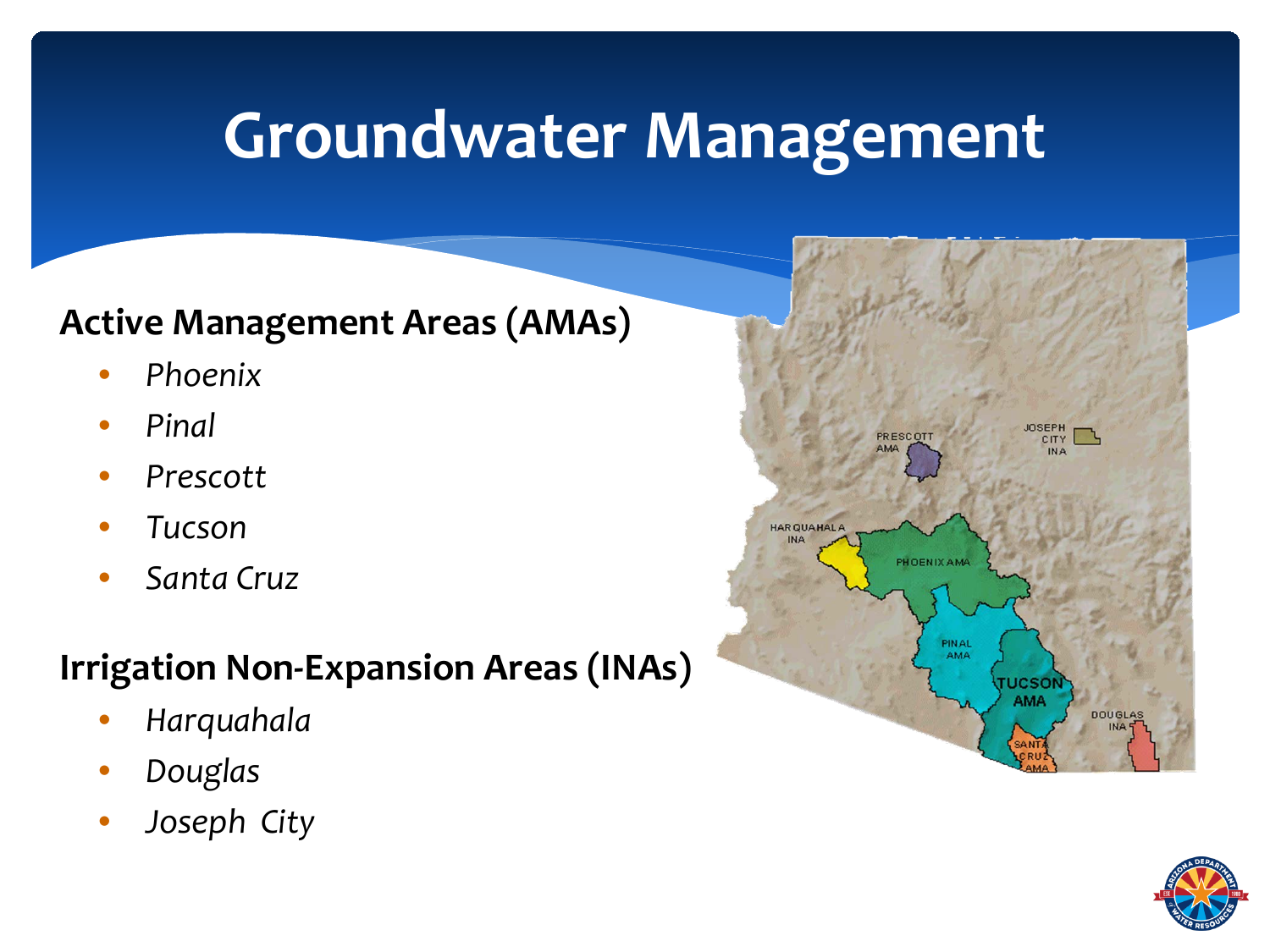# Groundwater Management

**Active Management Areas (AMAs)**

- *Phoenix*
- *Pinal*
- *Prescott*
- *Tucson*
- *Santa Cruz*

**Irrigation Non-Expansion Areas (INAs)**

- *Harquahala*
- *Douglas*
- *Joseph City*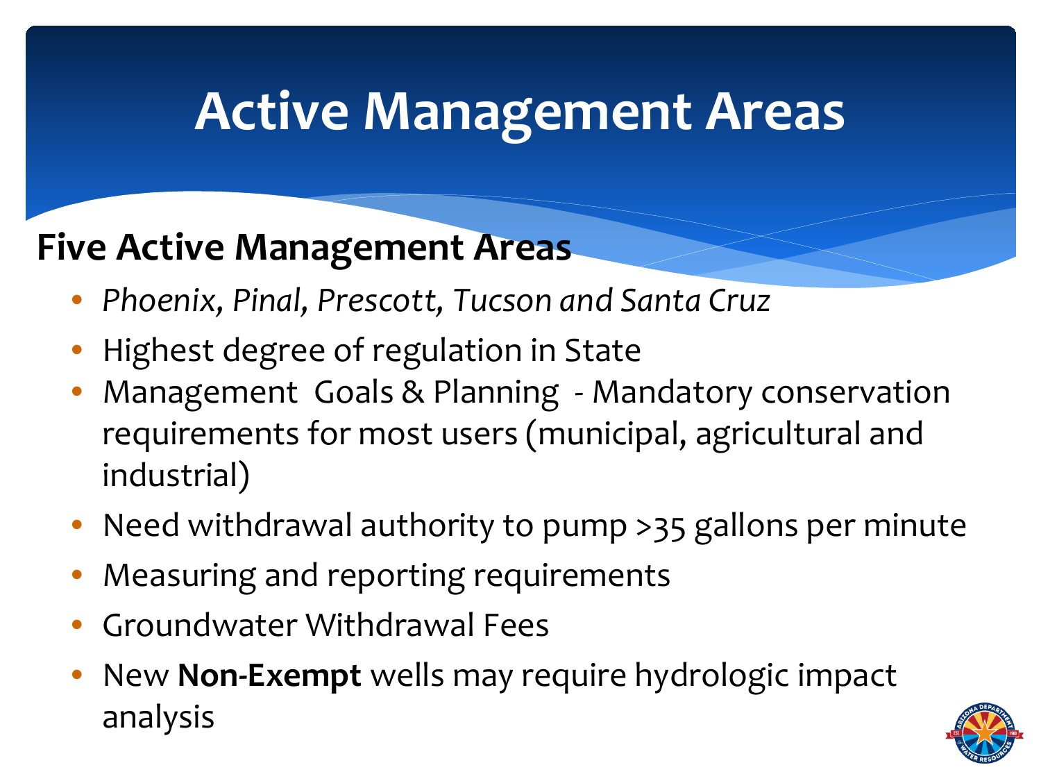# Active Management Areas

## Five Active Management Areas

- *Phoenix, Pinal, Prescott, Tucson and Santa Cruz*
- Highest degree of regulation in State
- Management Goals & Planning - Mandatory conservation requirements for most users (municipal, agricultural and industrial)
- Need withdrawal authority to pump >35 gallons per minute
- Measuring and reporting requirements
- Groundwater Withdrawal Fees
- New **Non-Exempt** wells may require hydrologic impact analysis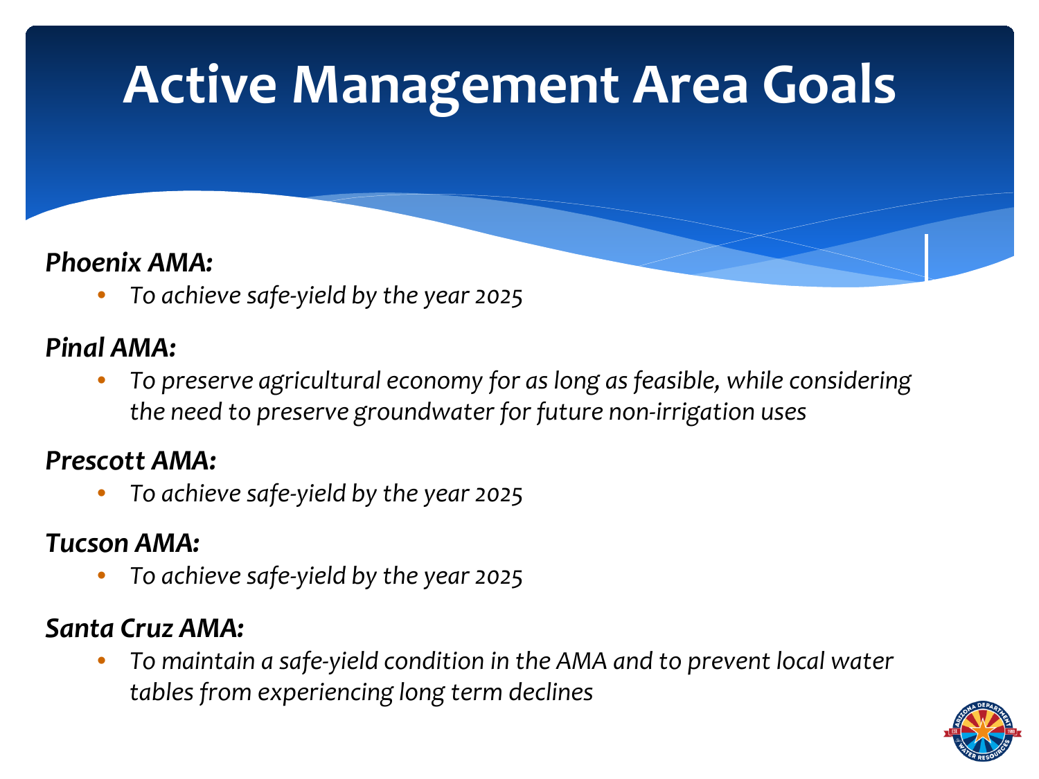# Active Management Area Goals

***Phoenix AMA:***

- *To achieve safe-yield by the year 2025*

***Pinal AMA:***

- *To preserve agricultural economy for as long as feasible, while considering the need to preserve groundwater for future non-irrigation uses*

***Prescott AMA:***

- *To achieve safe-yield by the year 2025*

***Tucson AMA:***

- *To achieve safe-yield by the year 2025*

***Santa Cruz AMA:***

- *To maintain a safe-yield condition in the AMA and to prevent local water tables from experiencing long term declines*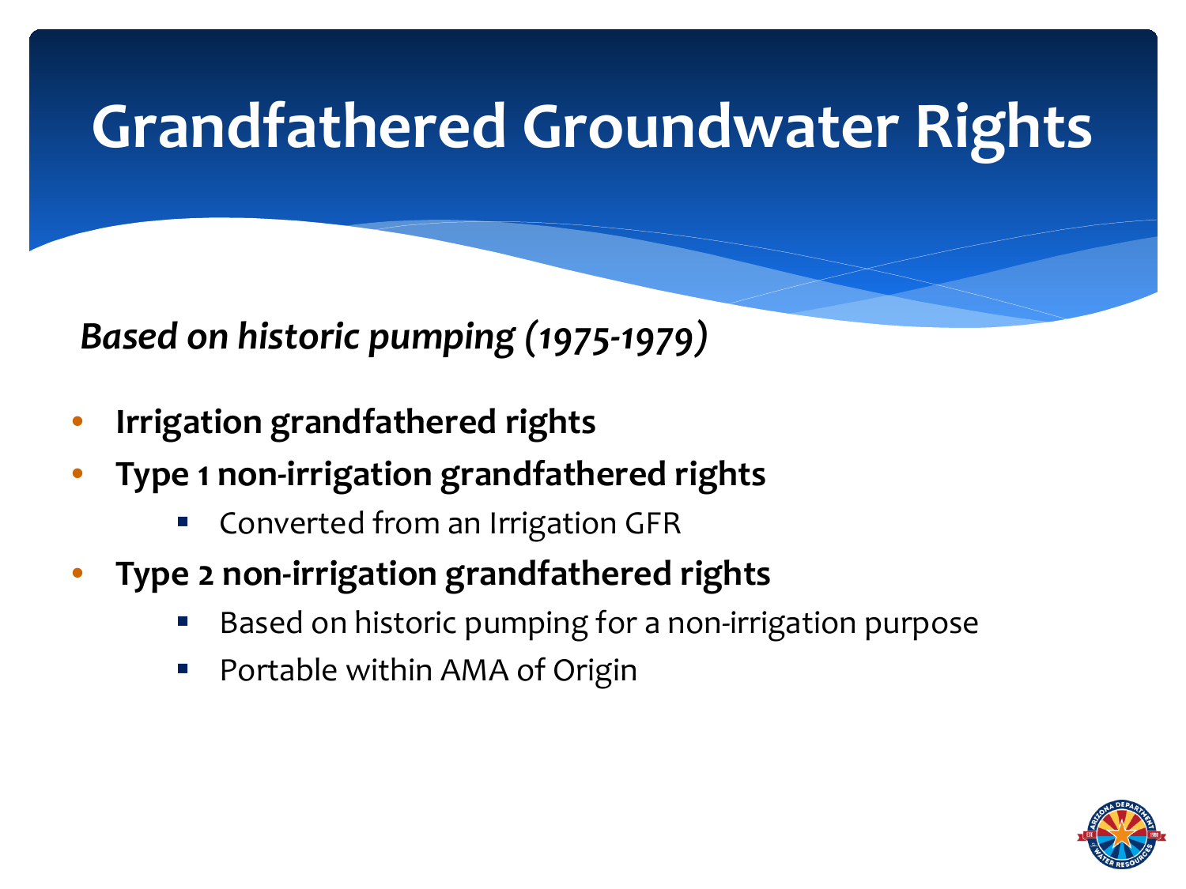# Grandfathered Groundwater Rights

*Based on historic pumping (1975-1979)*

- **Irrigation grandfathered rights**
- **Type 1 non-irrigation grandfathered rights**
  - Converted from an Irrigation GFR
- **Type 2 non-irrigation grandfathered rights**
  - Based on historic pumping for a non-irrigation purpose
  - Portable within AMA of Origin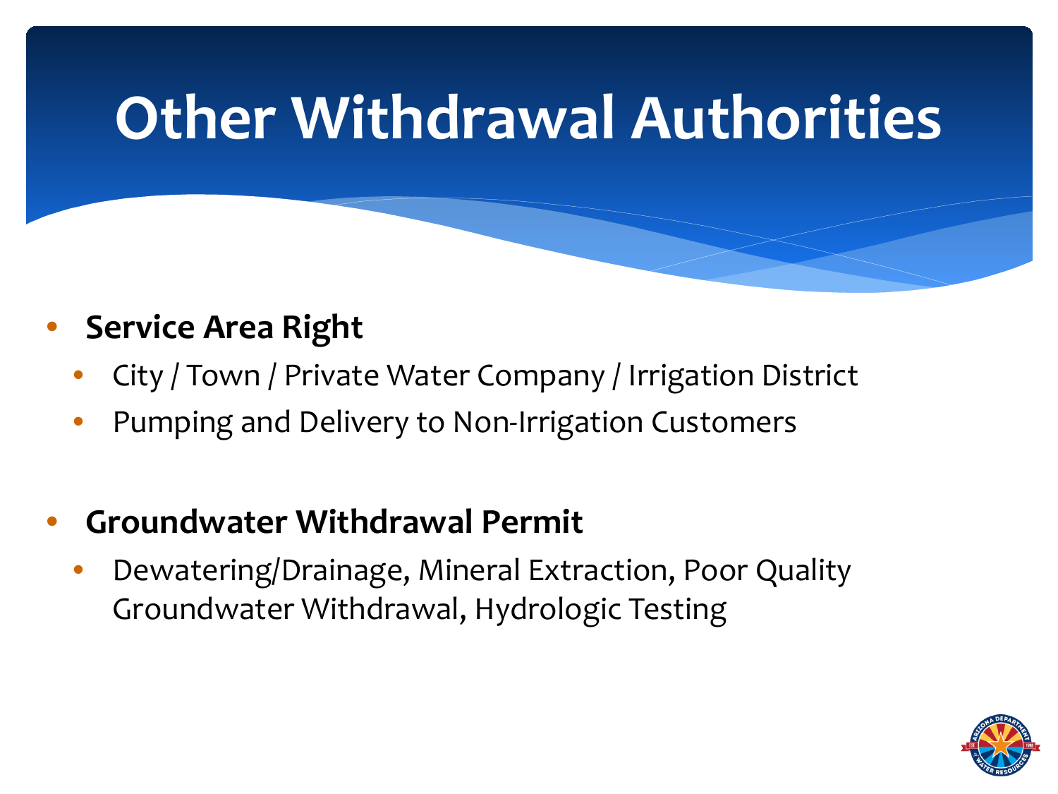# Other Withdrawal Authorities

- **Service Area Right**
  - City / Town / Private Water Company / Irrigation District
  - Pumping and Delivery to Non-Irrigation Customers

- **Groundwater Withdrawal Permit**
  - Dewatering/Drainage, Mineral Extraction, Poor Quality Groundwater Withdrawal, Hydrologic Testing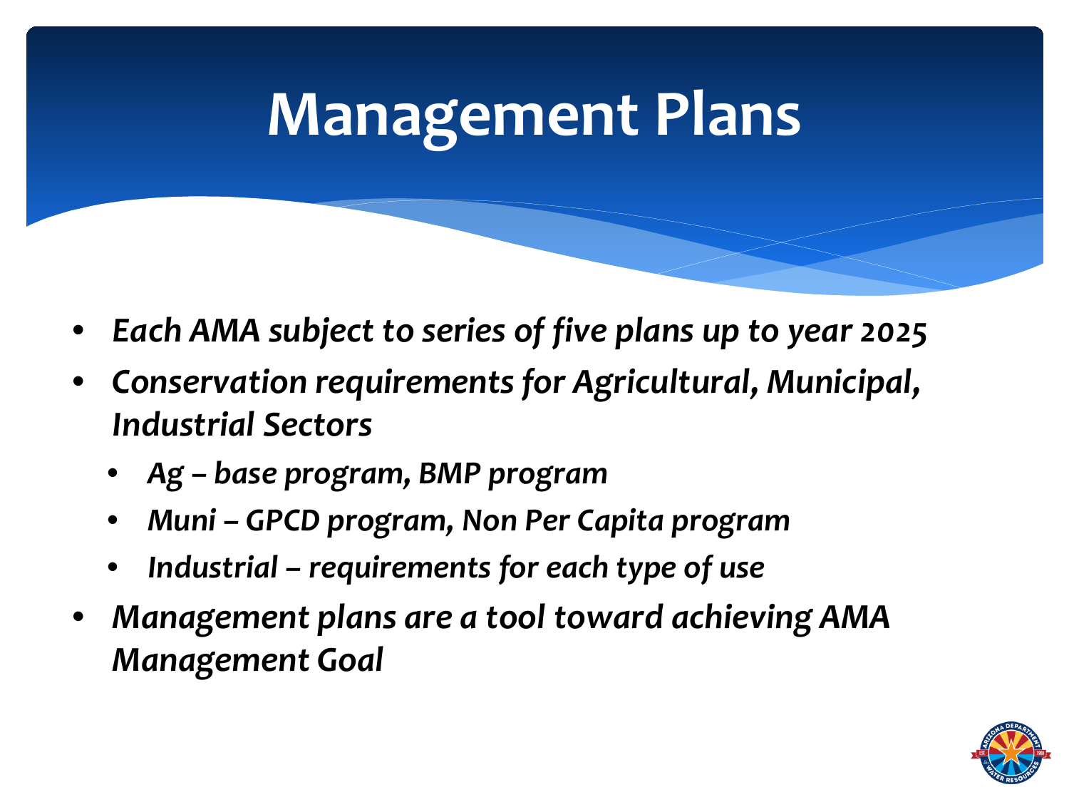# Management Plans

- *Each AMA subject to series of five plans up to year 2025*
- *Conservation requirements for Agricultural, Municipal, Industrial Sectors*
  - *Ag – base program, BMP program*
  - *Muni – GPCD program, Non Per Capita program*
  - *Industrial – requirements for each type of use*
- *Management plans are a tool toward achieving AMA Management Goal*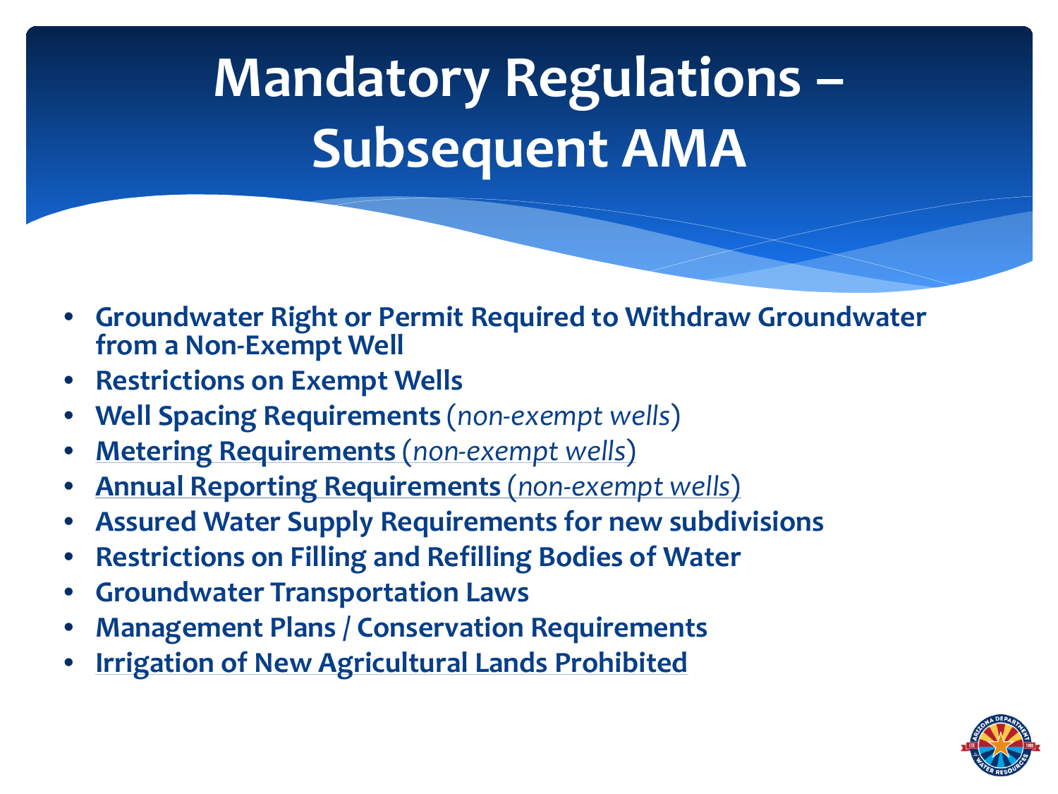# Mandatory Regulations – Subsequent AMA

- **Groundwater Right or Permit Required to Withdraw Groundwater from a Non-Exempt Well**
- **Restrictions on Exempt Wells**
- **Well Spacing Requirements** (*non-exempt wells*)
- **Metering Requirements** (*non-exempt wells*)
- **Annual Reporting Requirements** (*non-exempt wells*)
- **Assured Water Supply Requirements for new subdivisions**
- **Restrictions on Filling and Refilling Bodies of Water**
- **Groundwater Transportation Laws**
- **Management Plans / Conservation Requirements**
- **Irrigation of New Agricultural Lands Prohibited**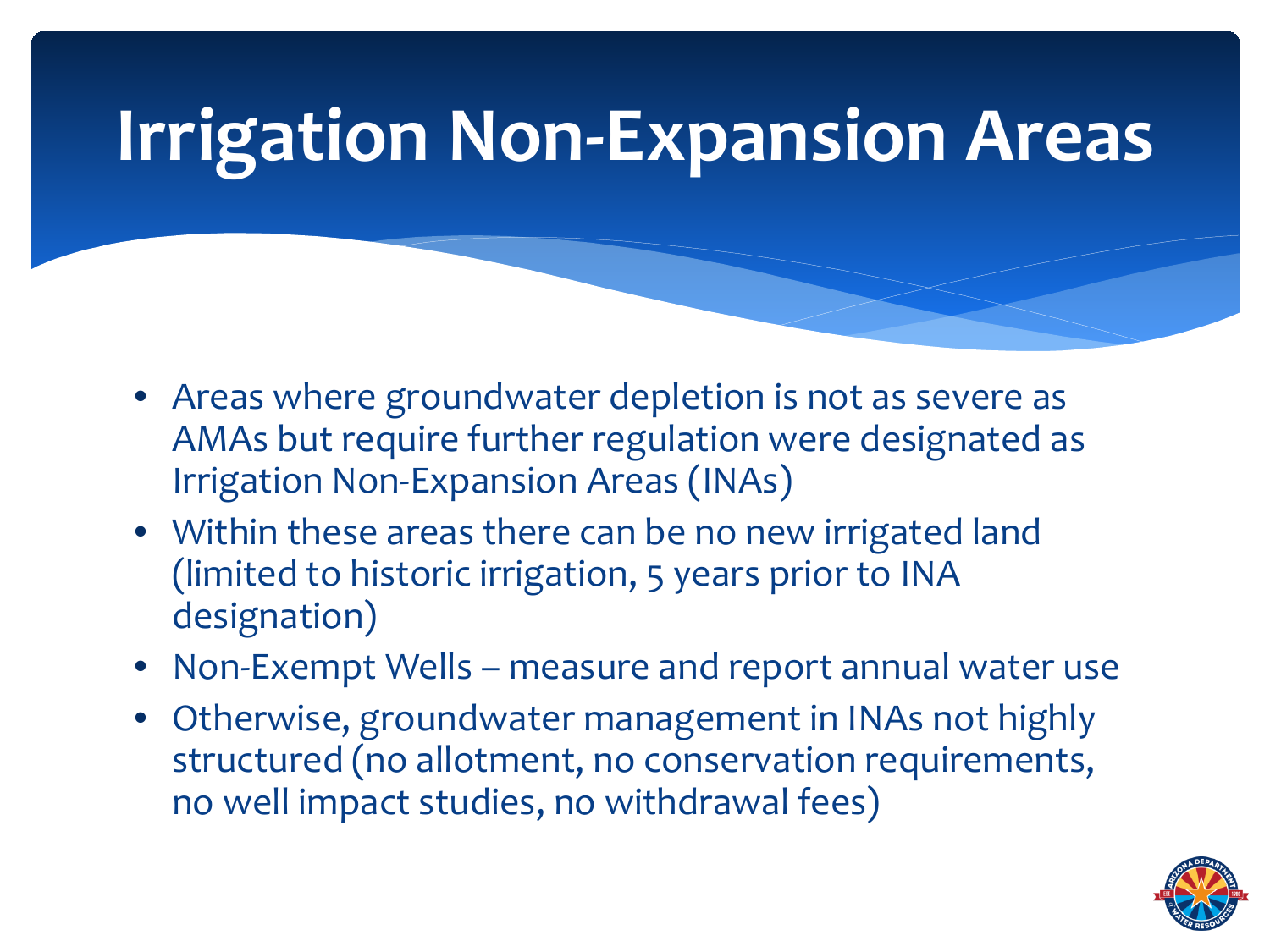# Irrigation Non-Expansion Areas

- Areas where groundwater depletion is not as severe as AMAs but require further regulation were designated as Irrigation Non-Expansion Areas (INAs)
- Within these areas there can be no new irrigated land (limited to historic irrigation, 5 years prior to INA designation)
- Non-Exempt Wells – measure and report annual water use
- Otherwise, groundwater management in INAs not highly structured (no allotment, no conservation requirements, no well impact studies, no withdrawal fees)